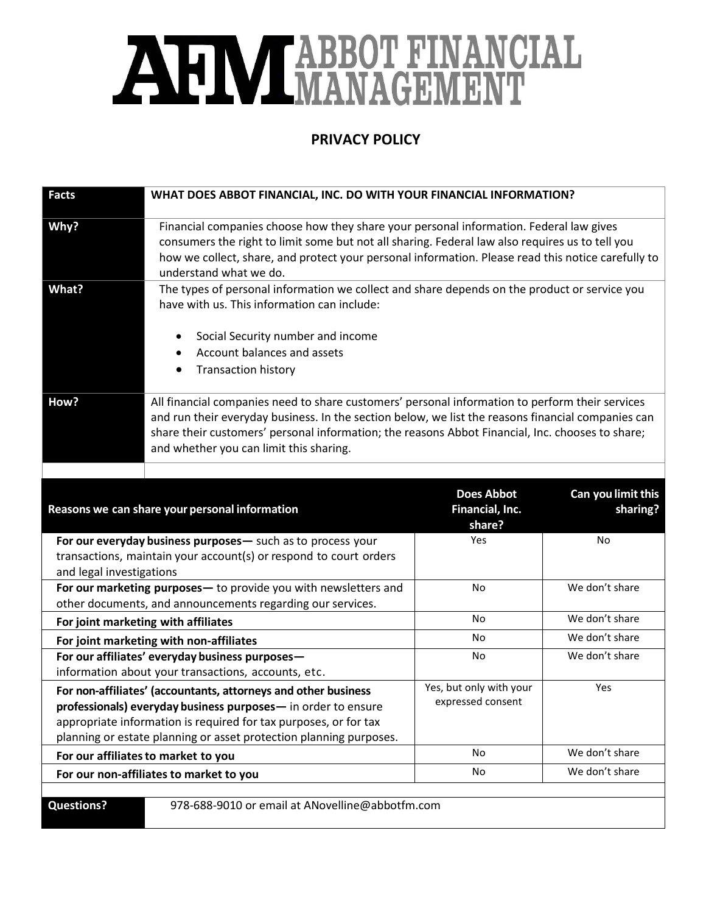# AFM ABBOT FINANCIAL MANAGEMENT

## PRIVACY POLICY

| **Facts** | **WHAT DOES ABBOT FINANCIAL, INC. DO WITH YOUR FINANCIAL INFORMATION?** |
|---|---|
| **Why?** | Financial companies choose how they share your personal information. Federal law gives consumers the right to limit some but not all sharing. Federal law also requires us to tell you how we collect, share, and protect your personal information. Please read this notice carefully to understand what we do. |
| **What?** | The types of personal information we collect and share depends on the product or service you have with us. This information can include:<br><br>• Social Security number and income<br>• Account balances and assets<br>• Transaction history |
| **How?** | All financial companies need to share customers' personal information to perform their services and run their everyday business. In the section below, we list the reasons financial companies can share their customers' personal information; the reasons Abbot Financial, Inc. chooses to share; and whether you can limit this sharing. |

| **Reasons we can share your personal information** | **Does Abbot Financial, Inc. share?** | **Can you limit this sharing?** |
|---|---|---|
| **For our everyday business purposes—** such as to process your transactions, maintain your account(s) or respond to court orders and legal investigations | Yes | No |
| **For our marketing purposes—** to provide you with newsletters and other documents, and announcements regarding our services. | No | We don't share |
| **For joint marketing with affiliates** | No | We don't share |
| **For joint marketing with non-affiliates** | No | We don't share |
| **For our affiliates' everyday business purposes—** information about your transactions, accounts, etc. | No | We don't share |
| **For non-affiliates' (accountants, attorneys and other business professionals) everyday business purposes—** in order to ensure appropriate information is required for tax purposes, or for tax planning or estate planning or asset protection planning purposes. | Yes, but only with your expressed consent | Yes |
| **For our affiliates to market to you** | No | We don't share |
| **For our non-affiliates to market to you** | No | We don't share |

| **Questions?** | 978-688-9010 or email at ANovelline@abbotfm.com |
|---|---|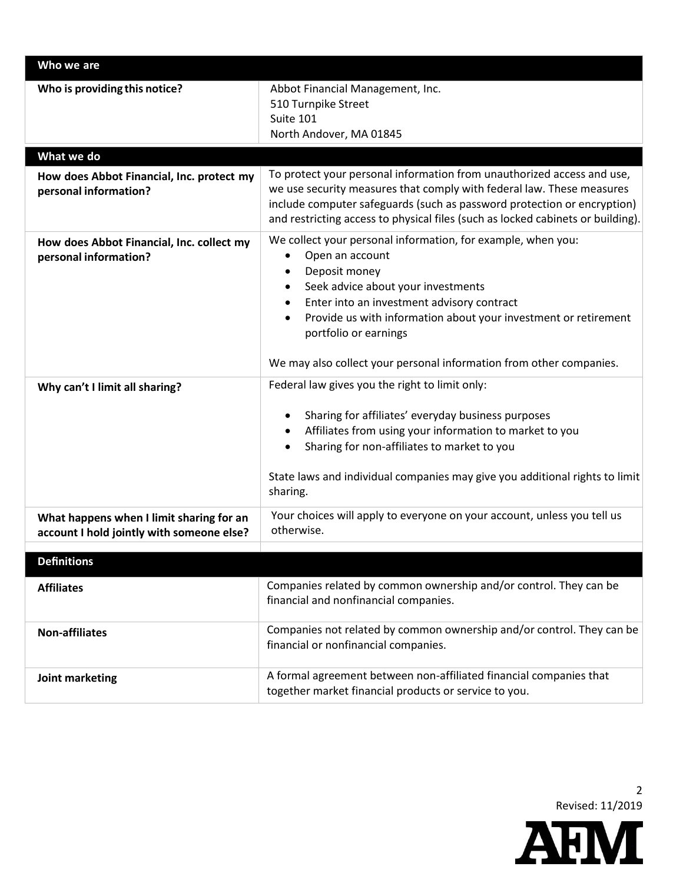| Who we are | |
|---|---|
| **Who is providing this notice?** | Abbot Financial Management, Inc.<br>510 Turnpike Street<br>Suite 101<br>North Andover, MA 01845 |

| What we do | |
|---|---|
| **How does Abbot Financial, Inc. protect my personal information?** | To protect your personal information from unauthorized access and use, we use security measures that comply with federal law. These measures include computer safeguards (such as password protection or encryption) and restricting access to physical files (such as locked cabinets or building). |
| **How does Abbot Financial, Inc. collect my personal information?** | We collect your personal information, for example, when you:<br>• Open an account<br>• Deposit money<br>• Seek advice about your investments<br>• Enter into an investment advisory contract<br>• Provide us with information about your investment or retirement portfolio or earnings<br><br>We may also collect your personal information from other companies. |
| **Why can't I limit all sharing?** | Federal law gives you the right to limit only:<br><br>• Sharing for affiliates' everyday business purposes<br>• Affiliates from using your information to market to you<br>• Sharing for non-affiliates to market to you<br><br>State laws and individual companies may give you additional rights to limit sharing. |
| **What happens when I limit sharing for an account I hold jointly with someone else?** | Your choices will apply to everyone on your account, unless you tell us otherwise. |

| Definitions | |
|---|---|
| **Affiliates** | Companies related by common ownership and/or control. They can be financial and nonfinancial companies. |
| **Non-affiliates** | Companies not related by common ownership and/or control. They can be financial or nonfinancial companies. |
| **Joint marketing** | A formal agreement between non-affiliated financial companies that together market financial products or service to you. |

Revised: 11/2019

AFM